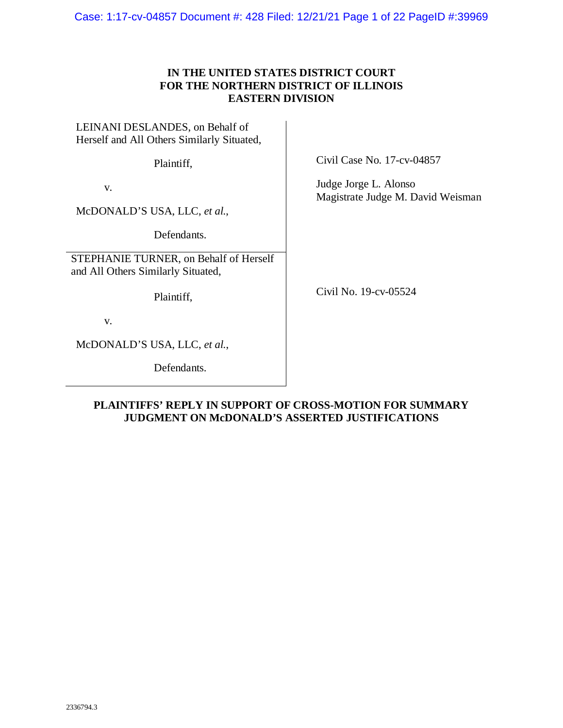**IN THE UNITED STATES DISTRICT COURT**
**FOR THE NORTHERN DISTRICT OF ILLINOIS**
**EASTERN DIVISION**

| | |
|---|---|
| LEINANI DESLANDES, on Behalf of Herself and All Others Similarly Situated,<br><br>Plaintiff,<br><br>v.<br><br>McDONALD'S USA, LLC, *et al.*,<br><br>Defendants. | Civil Case No. 17-cv-04857<br><br>Judge Jorge L. Alonso<br>Magistrate Judge M. David Weisman |
| STEPHANIE TURNER, on Behalf of Herself and All Others Similarly Situated,<br><br>Plaintiff,<br><br>v.<br><br>McDONALD'S USA, LLC, *et al.*,<br><br>Defendants. | Civil No. 19-cv-05524 |

**PLAINTIFFS' REPLY IN SUPPORT OF CROSS-MOTION FOR SUMMARY JUDGMENT ON McDONALD'S ASSERTED JUSTIFICATIONS**

2336794.3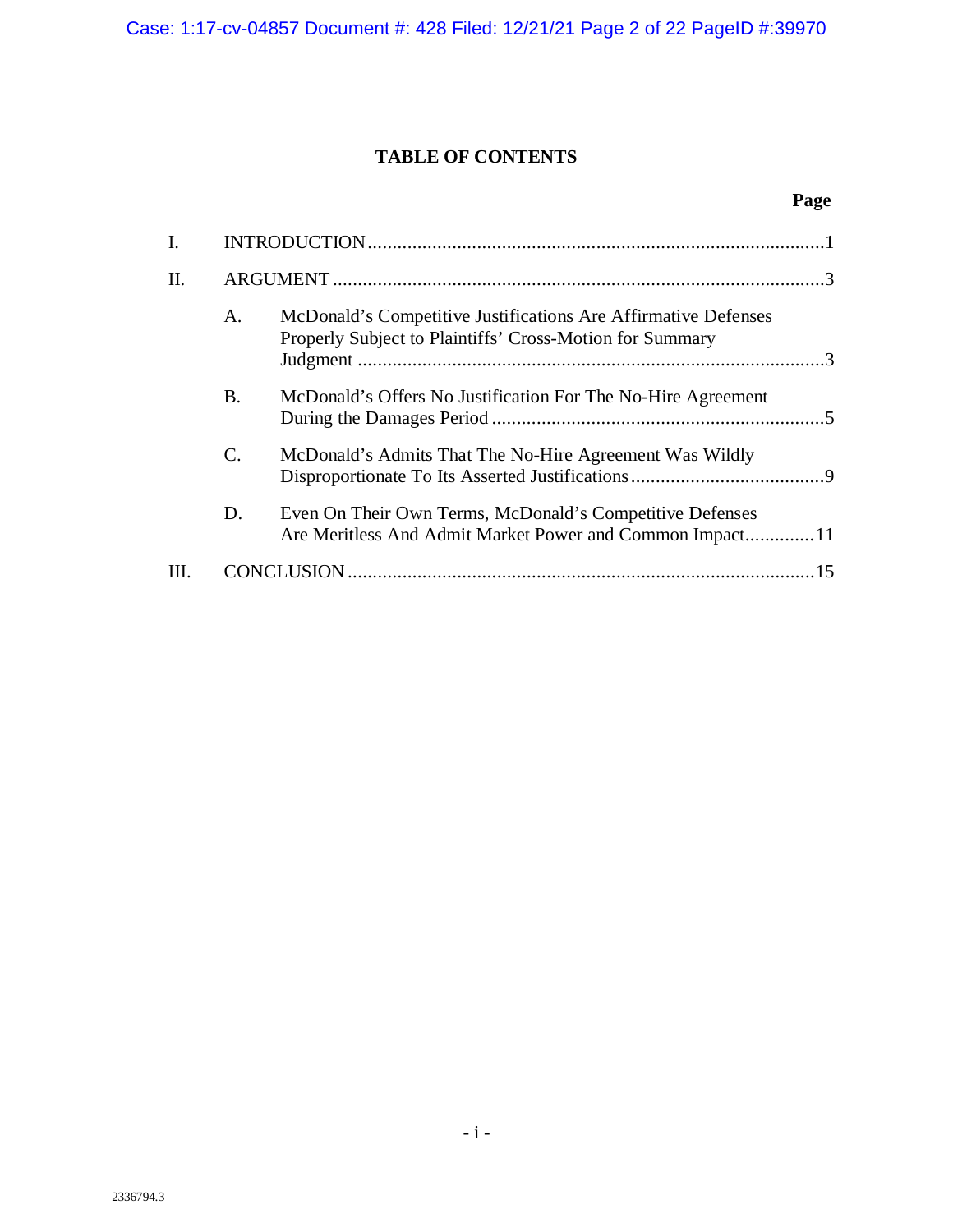## TABLE OF CONTENTS

**Page**

I. INTRODUCTION ............................................................................................1

II. ARGUMENT ...................................................................................................3

A. McDonald's Competitive Justifications Are Affirmative Defenses Properly Subject to Plaintiffs' Cross-Motion for Summary Judgment ..............................................................................................3

B. McDonald's Offers No Justification For The No-Hire Agreement During the Damages Period ....................................................................5

C. McDonald's Admits That The No-Hire Agreement Was Wildly Disproportionate To Its Asserted Justifications .......................................9

D. Even On Their Own Terms, McDonald's Competitive Defenses Are Meritless And Admit Market Power and Common Impact..............11

III. CONCLUSION ..............................................................................................15

2336794.3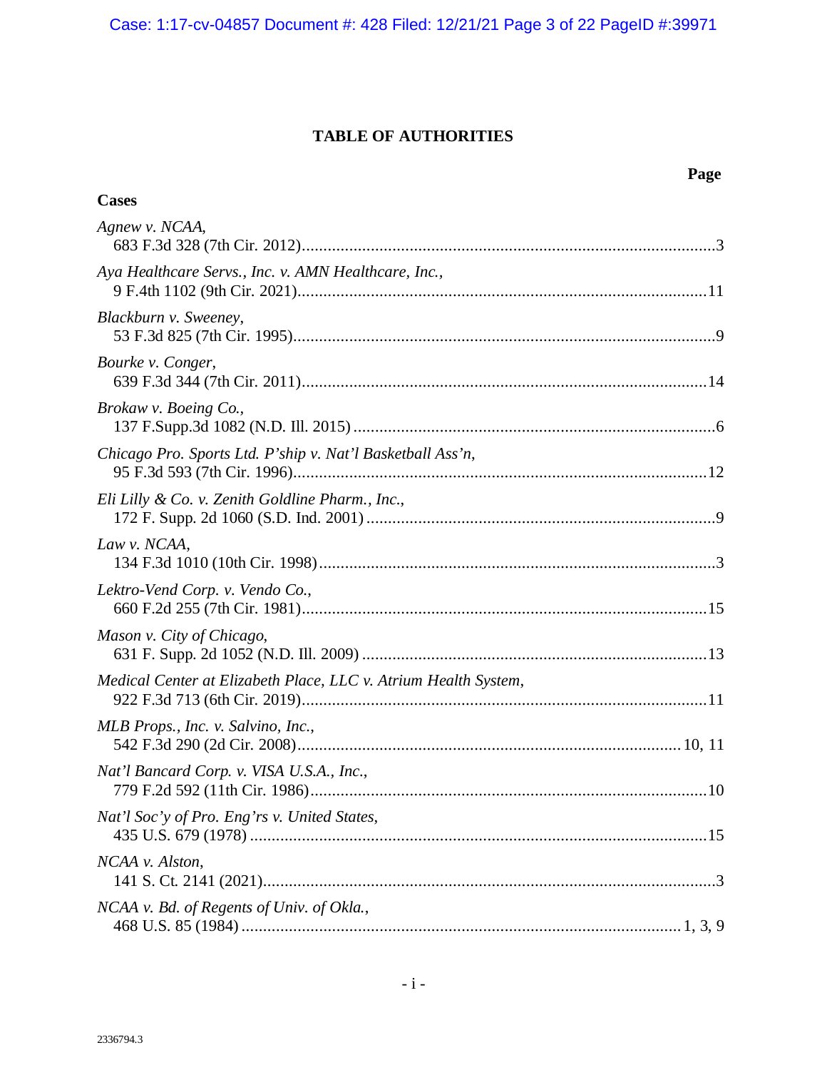# TABLE OF AUTHORITIES

**Page**

**Cases**

*Agnew v. NCAA*,
683 F.3d 328 (7th Cir. 2012)....................................................................................................3

*Aya Healthcare Servs., Inc. v. AMN Healthcare, Inc.*,
9 F.4th 1102 (9th Cir. 2021)..................................................................................................11

*Blackburn v. Sweeney*,
53 F.3d 825 (7th Cir. 1995)......................................................................................................9

*Bourke v. Conger*,
639 F.3d 344 (7th Cir. 2011)..................................................................................................14

*Brokaw v. Boeing Co.*,
137 F.Supp.3d 1082 (N.D. Ill. 2015) ........................................................................................6

*Chicago Pro. Sports Ltd. P'ship v. Nat'l Basketball Ass'n*,
95 F.3d 593 (7th Cir. 1996)....................................................................................................12

*Eli Lilly & Co. v. Zenith Goldline Pharm., Inc.*,
172 F. Supp. 2d 1060 (S.D. Ind. 2001) ....................................................................................9

*Law v. NCAA*,
134 F.3d 1010 (10th Cir. 1998)................................................................................................3

*Lektro-Vend Corp. v. Vendo Co.*,
660 F.2d 255 (7th Cir. 1981)..................................................................................................15

*Mason v. City of Chicago*,
631 F. Supp. 2d 1052 (N.D. Ill. 2009) ...................................................................................13

*Medical Center at Elizabeth Place, LLC v. Atrium Health System*,
922 F.3d 713 (6th Cir. 2019)..................................................................................................11

*MLB Props., Inc. v. Salvino, Inc.*,
542 F.3d 290 (2d Cir. 2008)............................................................................................10, 11

*Nat'l Bancard Corp. v. VISA U.S.A., Inc.*,
779 F.2d 592 (11th Cir. 1986)................................................................................................10

*Nat'l Soc'y of Pro. Eng'rs v. United States*,
435 U.S. 679 (1978) ...............................................................................................................15

*NCAA v. Alston*,
141 S. Ct. 2141 (2021)..............................................................................................................3

*NCAA v. Bd. of Regents of Univ. of Okla.*,
468 U.S. 85 (1984) ..........................................................................................................1, 3, 9

2336794.3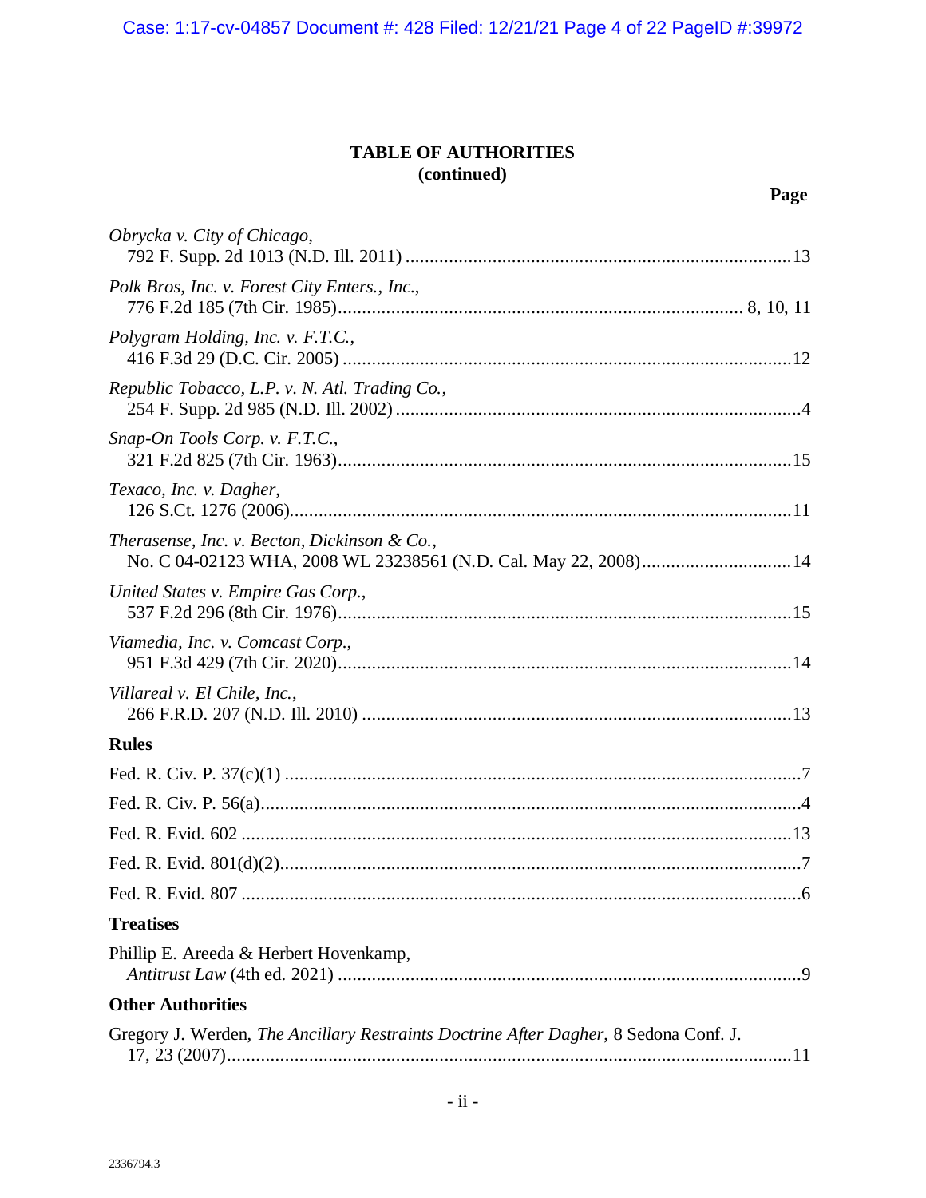# TABLE OF AUTHORITIES
## (continued)

**Page**

*Obrycka v. City of Chicago*,
792 F. Supp. 2d 1013 (N.D. Ill. 2011) ....................................................................................13

*Polk Bros, Inc. v. Forest City Enters., Inc.*,
776 F.2d 185 (7th Cir. 1985)........................................................................................ 8, 10, 11

*Polygram Holding, Inc. v. F.T.C.*,
416 F.3d 29 (D.C. Cir. 2005) ...................................................................................................12

*Republic Tobacco, L.P. v. N. Atl. Trading Co.*,
254 F. Supp. 2d 985 (N.D. Ill. 2002) .........................................................................................4

*Snap-On Tools Corp. v. F.T.C.*,
321 F.2d 825 (7th Cir. 1963)....................................................................................................15

*Texaco, Inc. v. Dagher*,
126 S.Ct. 1276 (2006)...............................................................................................................11

*Therasense, Inc. v. Becton, Dickinson & Co.*,
No. C 04-02123 WHA, 2008 WL 23238561 (N.D. Cal. May 22, 2008)...............................14

*United States v. Empire Gas Corp.*,
537 F.2d 296 (8th Cir. 1976)....................................................................................................15

*Viamedia, Inc. v. Comcast Corp.*,
951 F.3d 429 (7th Cir. 2020)....................................................................................................14

*Villareal v. El Chile, Inc.*,
266 F.R.D. 207 (N.D. Ill. 2010) ..............................................................................................13

### Rules

Fed. R. Civ. P. 37(c)(1) ..................................................................................................................7

Fed. R. Civ. P. 56(a).......................................................................................................................4

Fed. R. Evid. 602 ..........................................................................................................................13

Fed. R. Evid. 801(d)(2)...................................................................................................................7

Fed. R. Evid. 807 ............................................................................................................................6

### Treatises

Phillip E. Areeda & Herbert Hovenkamp,
*Antitrust Law* (4th ed. 2021) .....................................................................................................9

### Other Authorities

Gregory J. Werden, *The Ancillary Restraints Doctrine After Dagher*, 8 Sedona Conf. J.
17, 23 (2007)..............................................................................................................................11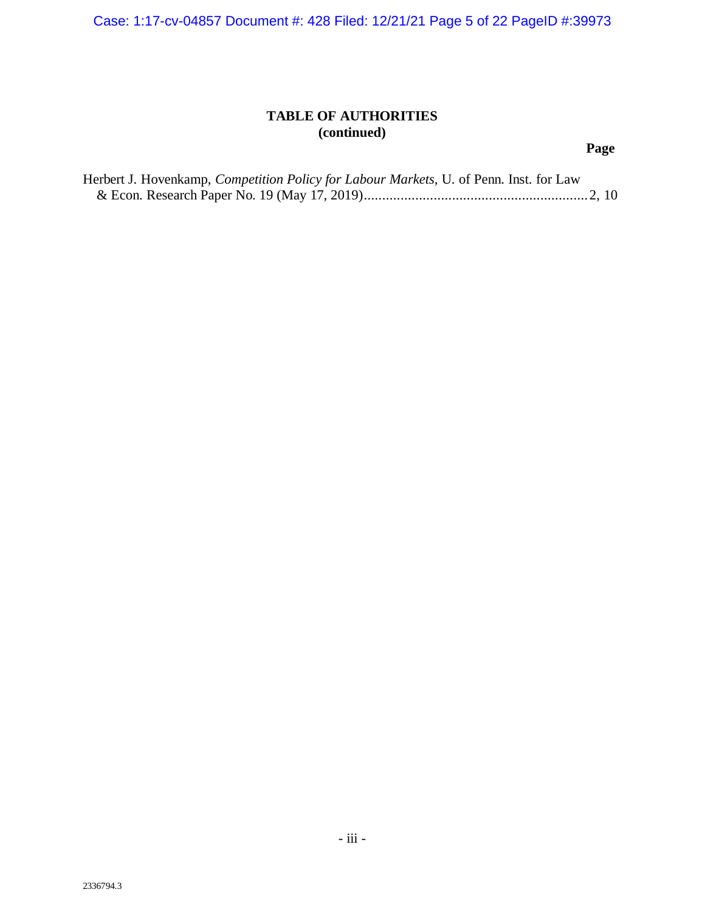**TABLE OF AUTHORITIES**
**(continued)**

**Page**

Herbert J. Hovenkamp, *Competition Policy for Labour Markets*, U. of Penn. Inst. for Law & Econ. Research Paper No. 19 (May 17, 2019)..............................................................2, 10

2336794.3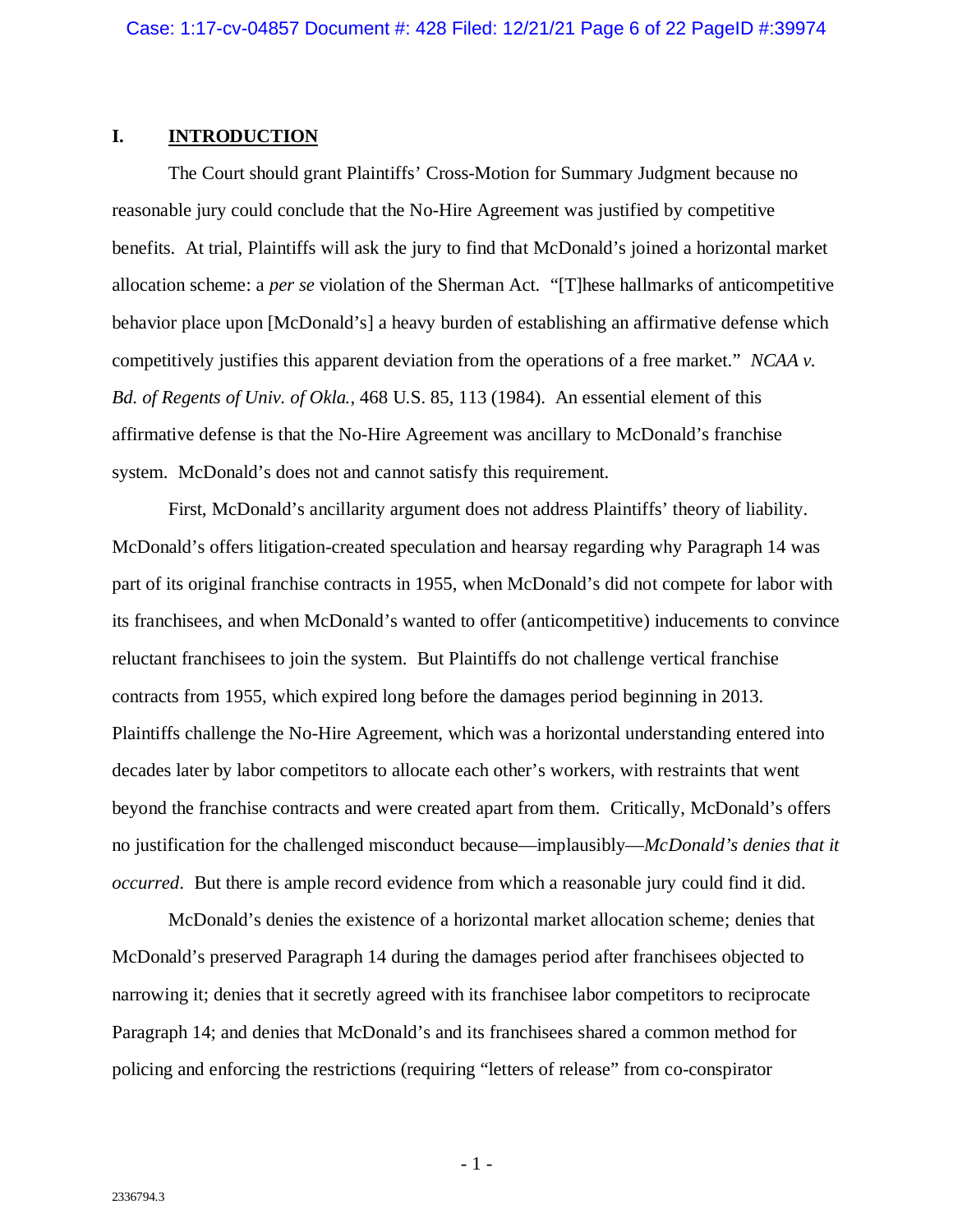## I. INTRODUCTION

The Court should grant Plaintiffs' Cross-Motion for Summary Judgment because no reasonable jury could conclude that the No-Hire Agreement was justified by competitive benefits. At trial, Plaintiffs will ask the jury to find that McDonald's joined a horizontal market allocation scheme: a *per se* violation of the Sherman Act. "[T]hese hallmarks of anticompetitive behavior place upon [McDonald's] a heavy burden of establishing an affirmative defense which competitively justifies this apparent deviation from the operations of a free market." *NCAA v. Bd. of Regents of Univ. of Okla.*, 468 U.S. 85, 113 (1984). An essential element of this affirmative defense is that the No-Hire Agreement was ancillary to McDonald's franchise system. McDonald's does not and cannot satisfy this requirement.

First, McDonald's ancillarity argument does not address Plaintiffs' theory of liability. McDonald's offers litigation-created speculation and hearsay regarding why Paragraph 14 was part of its original franchise contracts in 1955, when McDonald's did not compete for labor with its franchisees, and when McDonald's wanted to offer (anticompetitive) inducements to convince reluctant franchisees to join the system. But Plaintiffs do not challenge vertical franchise contracts from 1955, which expired long before the damages period beginning in 2013. Plaintiffs challenge the No-Hire Agreement, which was a horizontal understanding entered into decades later by labor competitors to allocate each other's workers, with restraints that went beyond the franchise contracts and were created apart from them. Critically, McDonald's offers no justification for the challenged misconduct because—implausibly—*McDonald's denies that it occurred*. But there is ample record evidence from which a reasonable jury could find it did.

McDonald's denies the existence of a horizontal market allocation scheme; denies that McDonald's preserved Paragraph 14 during the damages period after franchisees objected to narrowing it; denies that it secretly agreed with its franchisee labor competitors to reciprocate Paragraph 14; and denies that McDonald's and its franchisees shared a common method for policing and enforcing the restrictions (requiring "letters of release" from co-conspirator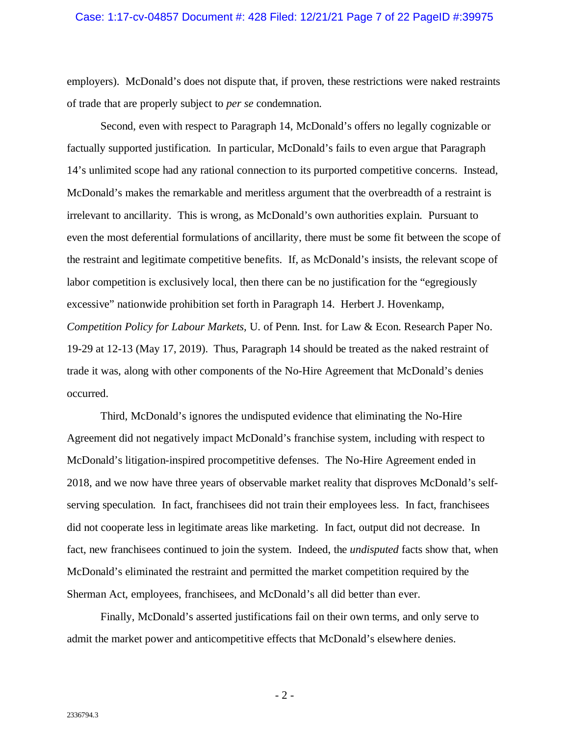employers). McDonald's does not dispute that, if proven, these restrictions were naked restraints of trade that are properly subject to *per se* condemnation.

Second, even with respect to Paragraph 14, McDonald's offers no legally cognizable or factually supported justification. In particular, McDonald's fails to even argue that Paragraph 14's unlimited scope had any rational connection to its purported competitive concerns. Instead, McDonald's makes the remarkable and meritless argument that the overbreadth of a restraint is irrelevant to ancillarity. This is wrong, as McDonald's own authorities explain. Pursuant to even the most deferential formulations of ancillarity, there must be some fit between the scope of the restraint and legitimate competitive benefits. If, as McDonald's insists, the relevant scope of labor competition is exclusively local, then there can be no justification for the "egregiously excessive" nationwide prohibition set forth in Paragraph 14. Herbert J. Hovenkamp, *Competition Policy for Labour Markets,* U. of Penn. Inst. for Law & Econ. Research Paper No. 19-29 at 12-13 (May 17, 2019). Thus, Paragraph 14 should be treated as the naked restraint of trade it was, along with other components of the No-Hire Agreement that McDonald's denies occurred.

Third, McDonald's ignores the undisputed evidence that eliminating the No-Hire Agreement did not negatively impact McDonald's franchise system, including with respect to McDonald's litigation-inspired procompetitive defenses. The No-Hire Agreement ended in 2018, and we now have three years of observable market reality that disproves McDonald's self-serving speculation. In fact, franchisees did not train their employees less. In fact, franchisees did not cooperate less in legitimate areas like marketing. In fact, output did not decrease. In fact, new franchisees continued to join the system. Indeed, the *undisputed* facts show that, when McDonald's eliminated the restraint and permitted the market competition required by the Sherman Act, employees, franchisees, and McDonald's all did better than ever.

Finally, McDonald's asserted justifications fail on their own terms, and only serve to admit the market power and anticompetitive effects that McDonald's elsewhere denies.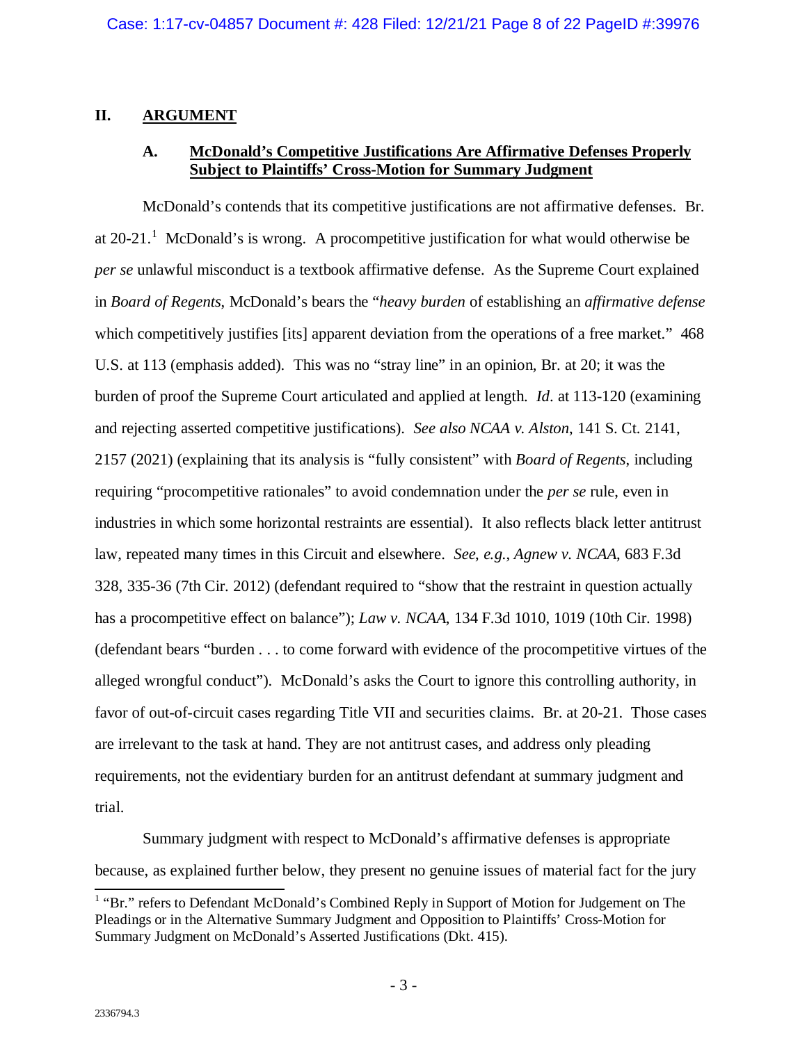## II. ARGUMENT

### A. McDonald's Competitive Justifications Are Affirmative Defenses Properly Subject to Plaintiffs' Cross-Motion for Summary Judgment

McDonald's contends that its competitive justifications are not affirmative defenses. Br. at 20-21.[1] McDonald's is wrong. A procompetitive justification for what would otherwise be *per se* unlawful misconduct is a textbook affirmative defense. As the Supreme Court explained in *Board of Regents*, McDonald's bears the "*heavy burden* of establishing an *affirmative defense* which competitively justifies [its] apparent deviation from the operations of a free market." 468 U.S. at 113 (emphasis added). This was no "stray line" in an opinion, Br. at 20; it was the burden of proof the Supreme Court articulated and applied at length. *Id*. at 113-120 (examining and rejecting asserted competitive justifications). *See also NCAA v. Alston*, 141 S. Ct. 2141, 2157 (2021) (explaining that its analysis is "fully consistent" with *Board of Regents*, including requiring "procompetitive rationales" to avoid condemnation under the *per se* rule, even in industries in which some horizontal restraints are essential). It also reflects black letter antitrust law, repeated many times in this Circuit and elsewhere. *See, e.g.*, *Agnew v. NCAA*, 683 F.3d 328, 335-36 (7th Cir. 2012) (defendant required to "show that the restraint in question actually has a procompetitive effect on balance"); *Law v. NCAA*, 134 F.3d 1010, 1019 (10th Cir. 1998) (defendant bears "burden . . . to come forward with evidence of the procompetitive virtues of the alleged wrongful conduct"). McDonald's asks the Court to ignore this controlling authority, in favor of out-of-circuit cases regarding Title VII and securities claims. Br. at 20-21. Those cases are irrelevant to the task at hand. They are not antitrust cases, and address only pleading requirements, not the evidentiary burden for an antitrust defendant at summary judgment and trial.

Summary judgment with respect to McDonald's affirmative defenses is appropriate because, as explained further below, they present no genuine issues of material fact for the jury

[1] "Br." refers to Defendant McDonald's Combined Reply in Support of Motion for Judgement on The Pleadings or in the Alternative Summary Judgment and Opposition to Plaintiffs' Cross-Motion for Summary Judgment on McDonald's Asserted Justifications (Dkt. 415).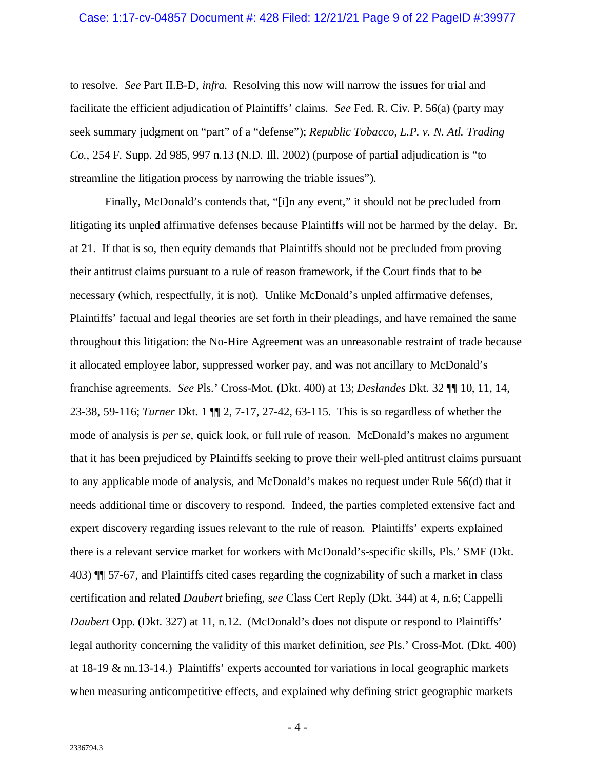to resolve. *See* Part II.B-D, *infra.* Resolving this now will narrow the issues for trial and facilitate the efficient adjudication of Plaintiffs' claims. *See* Fed. R. Civ. P. 56(a) (party may seek summary judgment on "part" of a "defense"); *Republic Tobacco, L.P. v. N. Atl. Trading Co.*, 254 F. Supp. 2d 985, 997 n.13 (N.D. Ill. 2002) (purpose of partial adjudication is "to streamline the litigation process by narrowing the triable issues").

Finally, McDonald's contends that, "[i]n any event," it should not be precluded from litigating its unpled affirmative defenses because Plaintiffs will not be harmed by the delay. Br. at 21. If that is so, then equity demands that Plaintiffs should not be precluded from proving their antitrust claims pursuant to a rule of reason framework, if the Court finds that to be necessary (which, respectfully, it is not). Unlike McDonald's unpled affirmative defenses, Plaintiffs' factual and legal theories are set forth in their pleadings, and have remained the same throughout this litigation: the No-Hire Agreement was an unreasonable restraint of trade because it allocated employee labor, suppressed worker pay, and was not ancillary to McDonald's franchise agreements. *See* Pls.' Cross-Mot. (Dkt. 400) at 13; *Deslandes* Dkt. 32 ¶¶ 10, 11, 14, 23-38, 59-116; *Turner* Dkt. 1 ¶¶ 2, 7-17, 27-42, 63-115. This is so regardless of whether the mode of analysis is *per se*, quick look, or full rule of reason. McDonald's makes no argument that it has been prejudiced by Plaintiffs seeking to prove their well-pled antitrust claims pursuant to any applicable mode of analysis, and McDonald's makes no request under Rule 56(d) that it needs additional time or discovery to respond. Indeed, the parties completed extensive fact and expert discovery regarding issues relevant to the rule of reason. Plaintiffs' experts explained there is a relevant service market for workers with McDonald's-specific skills, Pls.' SMF (Dkt. 403) ¶¶ 57-67, and Plaintiffs cited cases regarding the cognizability of such a market in class certification and related *Daubert* briefing, s*ee* Class Cert Reply (Dkt. 344) at 4, n.6; Cappelli *Daubert* Opp. (Dkt. 327) at 11, n.12. (McDonald's does not dispute or respond to Plaintiffs' legal authority concerning the validity of this market definition, *see* Pls.' Cross-Mot. (Dkt. 400) at 18-19 & nn.13-14.) Plaintiffs' experts accounted for variations in local geographic markets when measuring anticompetitive effects, and explained why defining strict geographic markets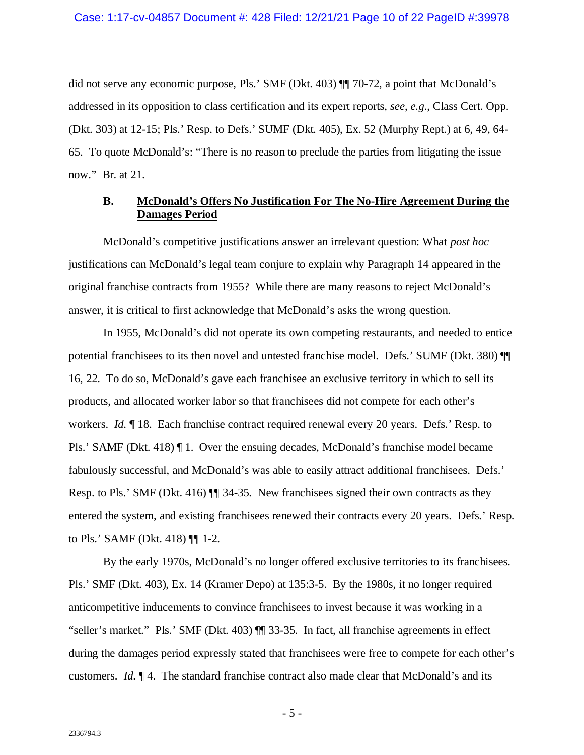did not serve any economic purpose, Pls.' SMF (Dkt. 403) ¶¶ 70-72, a point that McDonald's addressed in its opposition to class certification and its expert reports, *see*, *e.g.*, Class Cert. Opp. (Dkt. 303) at 12-15; Pls.' Resp. to Defs.' SUMF (Dkt. 405), Ex. 52 (Murphy Rept.) at 6, 49, 64-65. To quote McDonald's: "There is no reason to preclude the parties from litigating the issue now." Br. at 21.

### B. McDonald's Offers No Justification For The No-Hire Agreement During the Damages Period

McDonald's competitive justifications answer an irrelevant question: What *post hoc* justifications can McDonald's legal team conjure to explain why Paragraph 14 appeared in the original franchise contracts from 1955? While there are many reasons to reject McDonald's answer, it is critical to first acknowledge that McDonald's asks the wrong question.

In 1955, McDonald's did not operate its own competing restaurants, and needed to entice potential franchisees to its then novel and untested franchise model. Defs.' SUMF (Dkt. 380) ¶¶ 16, 22. To do so, McDonald's gave each franchisee an exclusive territory in which to sell its products, and allocated worker labor so that franchisees did not compete for each other's workers. *Id.* ¶ 18. Each franchise contract required renewal every 20 years. Defs.' Resp. to Pls.' SAMF (Dkt. 418) ¶ 1. Over the ensuing decades, McDonald's franchise model became fabulously successful, and McDonald's was able to easily attract additional franchisees. Defs.' Resp. to Pls.' SMF (Dkt. 416) ¶¶ 34-35. New franchisees signed their own contracts as they entered the system, and existing franchisees renewed their contracts every 20 years. Defs.' Resp. to Pls.' SAMF (Dkt. 418) ¶¶ 1-2.

By the early 1970s, McDonald's no longer offered exclusive territories to its franchisees. Pls.' SMF (Dkt. 403), Ex. 14 (Kramer Depo) at 135:3-5. By the 1980s, it no longer required anticompetitive inducements to convince franchisees to invest because it was working in a "seller's market." Pls.' SMF (Dkt. 403) ¶¶ 33-35. In fact, all franchise agreements in effect during the damages period expressly stated that franchisees were free to compete for each other's customers. *Id.* ¶ 4. The standard franchise contract also made clear that McDonald's and its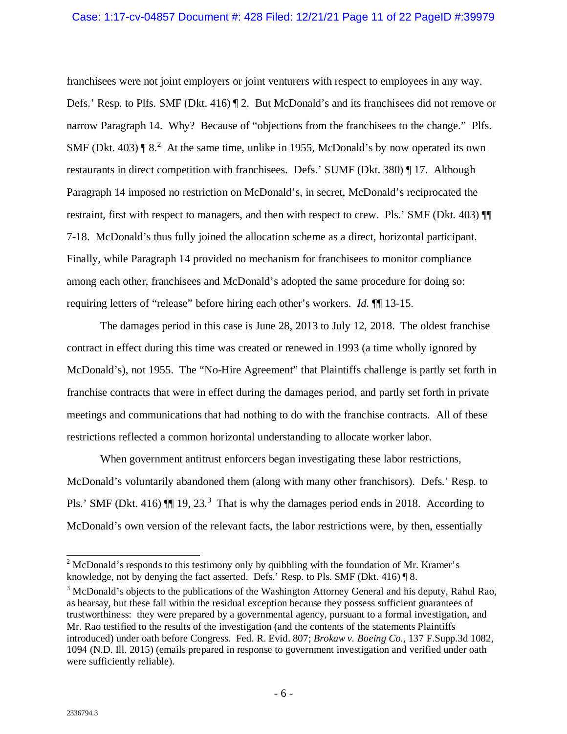franchisees were not joint employers or joint venturers with respect to employees in any way. Defs.' Resp. to Plfs. SMF (Dkt. 416) ¶ 2. But McDonald's and its franchisees did not remove or narrow Paragraph 14. Why? Because of "objections from the franchisees to the change." Plfs. SMF (Dkt. 403) ¶ 8.[2] At the same time, unlike in 1955, McDonald's by now operated its own restaurants in direct competition with franchisees. Defs.' SUMF (Dkt. 380) ¶ 17. Although Paragraph 14 imposed no restriction on McDonald's, in secret, McDonald's reciprocated the restraint, first with respect to managers, and then with respect to crew. Pls.' SMF (Dkt. 403) ¶¶ 7-18. McDonald's thus fully joined the allocation scheme as a direct, horizontal participant. Finally, while Paragraph 14 provided no mechanism for franchisees to monitor compliance among each other, franchisees and McDonald's adopted the same procedure for doing so: requiring letters of "release" before hiring each other's workers. *Id.* ¶¶ 13-15.

The damages period in this case is June 28, 2013 to July 12, 2018. The oldest franchise contract in effect during this time was created or renewed in 1993 (a time wholly ignored by McDonald's), not 1955. The "No-Hire Agreement" that Plaintiffs challenge is partly set forth in franchise contracts that were in effect during the damages period, and partly set forth in private meetings and communications that had nothing to do with the franchise contracts. All of these restrictions reflected a common horizontal understanding to allocate worker labor.

When government antitrust enforcers began investigating these labor restrictions, McDonald's voluntarily abandoned them (along with many other franchisors). Defs.' Resp. to Pls.' SMF (Dkt. 416) ¶¶ 19, 23.[3] That is why the damages period ends in 2018. According to McDonald's own version of the relevant facts, the labor restrictions were, by then, essentially

---

[2] McDonald's responds to this testimony only by quibbling with the foundation of Mr. Kramer's knowledge, not by denying the fact asserted. Defs.' Resp. to Pls. SMF (Dkt. 416) ¶ 8.

[3] McDonald's objects to the publications of the Washington Attorney General and his deputy, Rahul Rao, as hearsay, but these fall within the residual exception because they possess sufficient guarantees of trustworthiness: they were prepared by a governmental agency, pursuant to a formal investigation, and Mr. Rao testified to the results of the investigation (and the contents of the statements Plaintiffs introduced) under oath before Congress. Fed. R. Evid. 807; *Brokaw v. Boeing Co.*, 137 F.Supp.3d 1082, 1094 (N.D. Ill. 2015) (emails prepared in response to government investigation and verified under oath were sufficiently reliable).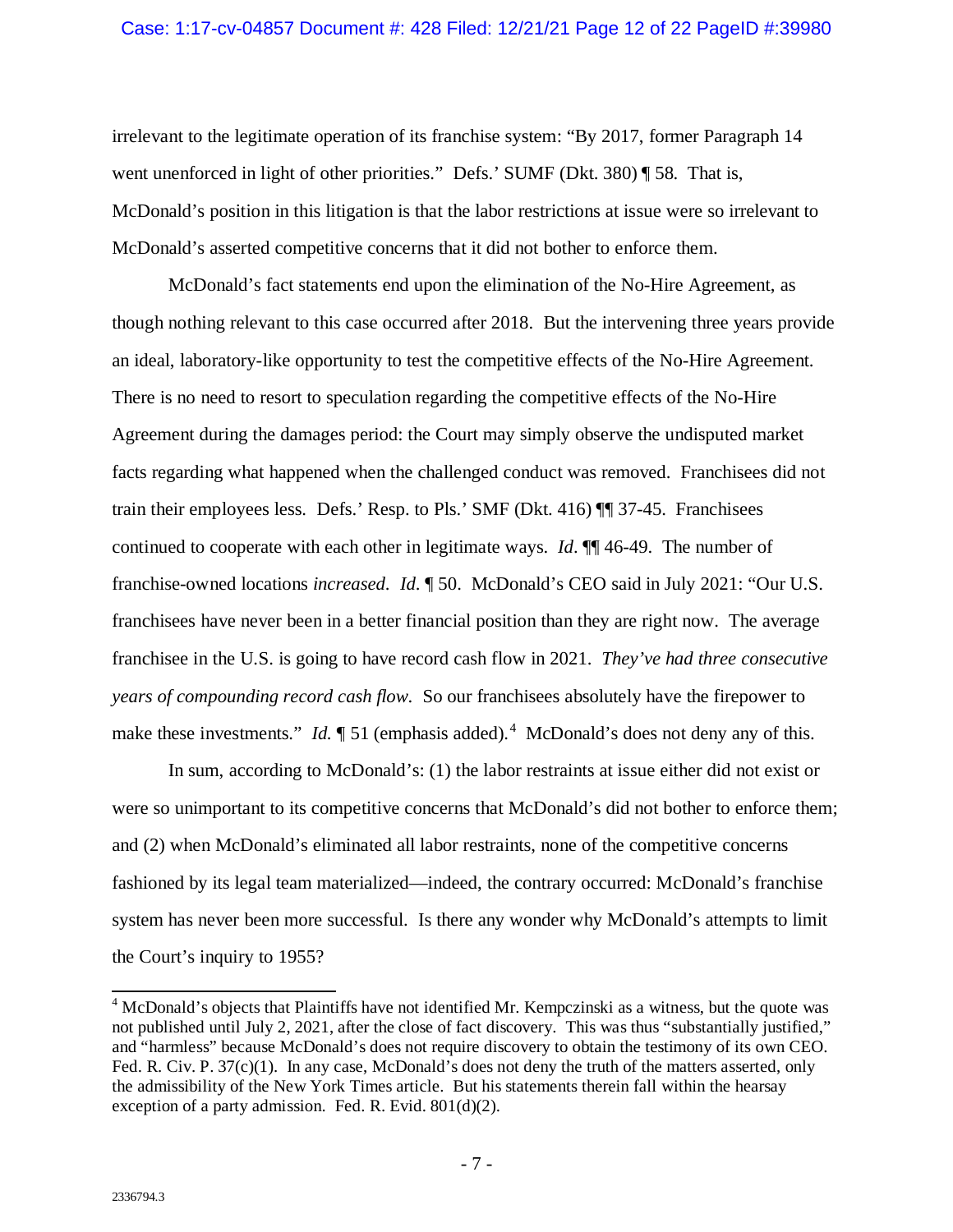irrelevant to the legitimate operation of its franchise system: "By 2017, former Paragraph 14 went unenforced in light of other priorities." Defs.' SUMF (Dkt. 380) ¶ 58. That is, McDonald's position in this litigation is that the labor restrictions at issue were so irrelevant to McDonald's asserted competitive concerns that it did not bother to enforce them.

McDonald's fact statements end upon the elimination of the No-Hire Agreement, as though nothing relevant to this case occurred after 2018. But the intervening three years provide an ideal, laboratory-like opportunity to test the competitive effects of the No-Hire Agreement. There is no need to resort to speculation regarding the competitive effects of the No-Hire Agreement during the damages period: the Court may simply observe the undisputed market facts regarding what happened when the challenged conduct was removed. Franchisees did not train their employees less. Defs.' Resp. to Pls.' SMF (Dkt. 416) ¶¶ 37-45. Franchisees continued to cooperate with each other in legitimate ways. *Id*. ¶¶ 46-49. The number of franchise-owned locations *increased*. *Id.* ¶ 50. McDonald's CEO said in July 2021: "Our U.S. franchisees have never been in a better financial position than they are right now. The average franchisee in the U.S. is going to have record cash flow in 2021. *They've had three consecutive years of compounding record cash flow*. So our franchisees absolutely have the firepower to make these investments." *Id.* ¶ 51 (emphasis added).[4] McDonald's does not deny any of this.

In sum, according to McDonald's: (1) the labor restraints at issue either did not exist or were so unimportant to its competitive concerns that McDonald's did not bother to enforce them; and (2) when McDonald's eliminated all labor restraints, none of the competitive concerns fashioned by its legal team materialized—indeed, the contrary occurred: McDonald's franchise system has never been more successful. Is there any wonder why McDonald's attempts to limit the Court's inquiry to 1955?

[4] McDonald's objects that Plaintiffs have not identified Mr. Kempczinski as a witness, but the quote was not published until July 2, 2021, after the close of fact discovery. This was thus "substantially justified," and "harmless" because McDonald's does not require discovery to obtain the testimony of its own CEO. Fed. R. Civ. P. 37(c)(1). In any case, McDonald's does not deny the truth of the matters asserted, only the admissibility of the New York Times article. But his statements therein fall within the hearsay exception of a party admission. Fed. R. Evid. 801(d)(2).

2336794.3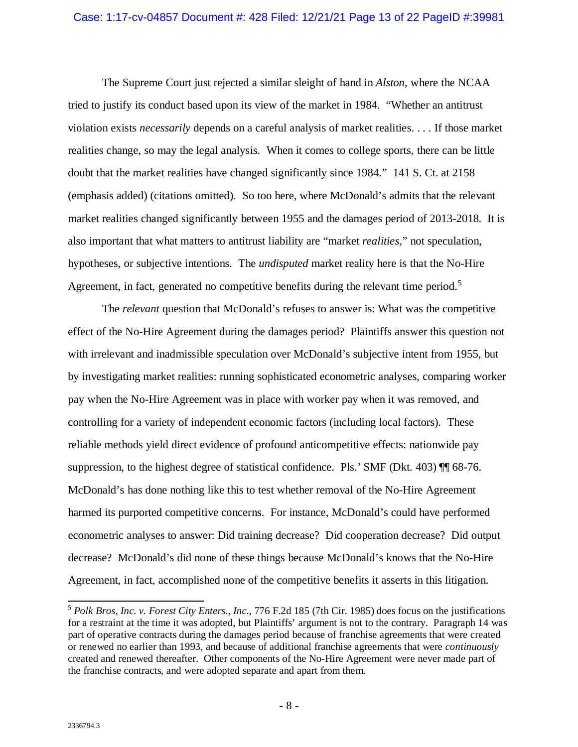The Supreme Court just rejected a similar sleight of hand in *Alston*, where the NCAA tried to justify its conduct based upon its view of the market in 1984. "Whether an antitrust violation exists *necessarily* depends on a careful analysis of market realities. . . . If those market realities change, so may the legal analysis. When it comes to college sports, there can be little doubt that the market realities have changed significantly since 1984." 141 S. Ct. at 2158 (emphasis added) (citations omitted). So too here, where McDonald's admits that the relevant market realities changed significantly between 1955 and the damages period of 2013-2018. It is also important that what matters to antitrust liability are "market *realities*," not speculation, hypotheses, or subjective intentions. The *undisputed* market reality here is that the No-Hire Agreement, in fact, generated no competitive benefits during the relevant time period.[5]

The *relevant* question that McDonald's refuses to answer is: What was the competitive effect of the No-Hire Agreement during the damages period? Plaintiffs answer this question not with irrelevant and inadmissible speculation over McDonald's subjective intent from 1955, but by investigating market realities: running sophisticated econometric analyses, comparing worker pay when the No-Hire Agreement was in place with worker pay when it was removed, and controlling for a variety of independent economic factors (including local factors). These reliable methods yield direct evidence of profound anticompetitive effects: nationwide pay suppression, to the highest degree of statistical confidence. Pls.' SMF (Dkt. 403) ¶¶ 68-76. McDonald's has done nothing like this to test whether removal of the No-Hire Agreement harmed its purported competitive concerns. For instance, McDonald's could have performed econometric analyses to answer: Did training decrease? Did cooperation decrease? Did output decrease? McDonald's did none of these things because McDonald's knows that the No-Hire Agreement, in fact, accomplished none of the competitive benefits it asserts in this litigation.

[5] *Polk Bros, Inc. v. Forest City Enters., Inc*., 776 F.2d 185 (7th Cir. 1985) does focus on the justifications for a restraint at the time it was adopted, but Plaintiffs' argument is not to the contrary. Paragraph 14 was part of operative contracts during the damages period because of franchise agreements that were created or renewed no earlier than 1993, and because of additional franchise agreements that were *continuously* created and renewed thereafter. Other components of the No-Hire Agreement were never made part of the franchise contracts, and were adopted separate and apart from them.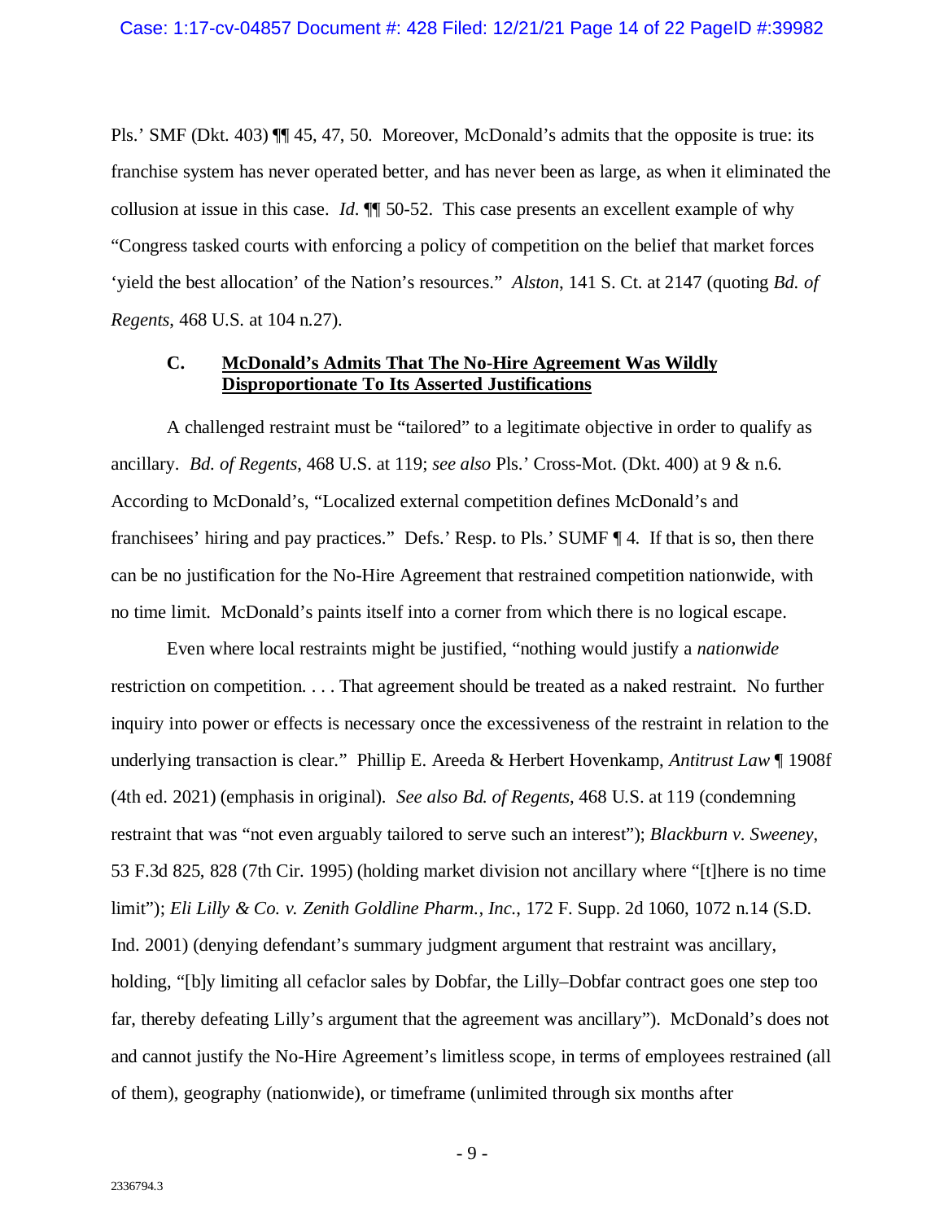Pls.' SMF (Dkt. 403) ¶¶ 45, 47, 50. Moreover, McDonald's admits that the opposite is true: its franchise system has never operated better, and has never been as large, as when it eliminated the collusion at issue in this case. *Id.* ¶¶ 50-52. This case presents an excellent example of why "Congress tasked courts with enforcing a policy of competition on the belief that market forces 'yield the best allocation' of the Nation's resources." *Alston*, 141 S. Ct. at 2147 (quoting *Bd. of Regents*, 468 U.S. at 104 n.27).

### C. McDonald's Admits That The No-Hire Agreement Was Wildly Disproportionate To Its Asserted Justifications

A challenged restraint must be "tailored" to a legitimate objective in order to qualify as ancillary. *Bd. of Regents*, 468 U.S. at 119; *see also* Pls.' Cross-Mot. (Dkt. 400) at 9 & n.6. According to McDonald's, "Localized external competition defines McDonald's and franchisees' hiring and pay practices." Defs.' Resp. to Pls.' SUMF ¶ 4. If that is so, then there can be no justification for the No-Hire Agreement that restrained competition nationwide, with no time limit. McDonald's paints itself into a corner from which there is no logical escape.

Even where local restraints might be justified, "nothing would justify a *nationwide* restriction on competition. . . . That agreement should be treated as a naked restraint. No further inquiry into power or effects is necessary once the excessiveness of the restraint in relation to the underlying transaction is clear." Phillip E. Areeda & Herbert Hovenkamp, *Antitrust Law* ¶ 1908f (4th ed. 2021) (emphasis in original). *See also Bd. of Regents*, 468 U.S. at 119 (condemning restraint that was "not even arguably tailored to serve such an interest"); *Blackburn v. Sweeney*, 53 F.3d 825, 828 (7th Cir. 1995) (holding market division not ancillary where "[t]here is no time limit"); *Eli Lilly & Co. v. Zenith Goldline Pharm., Inc.*, 172 F. Supp. 2d 1060, 1072 n.14 (S.D. Ind. 2001) (denying defendant's summary judgment argument that restraint was ancillary, holding, "[b]y limiting all cefaclor sales by Dobfar, the Lilly–Dobfar contract goes one step too far, thereby defeating Lilly's argument that the agreement was ancillary"). McDonald's does not and cannot justify the No-Hire Agreement's limitless scope, in terms of employees restrained (all of them), geography (nationwide), or timeframe (unlimited through six months after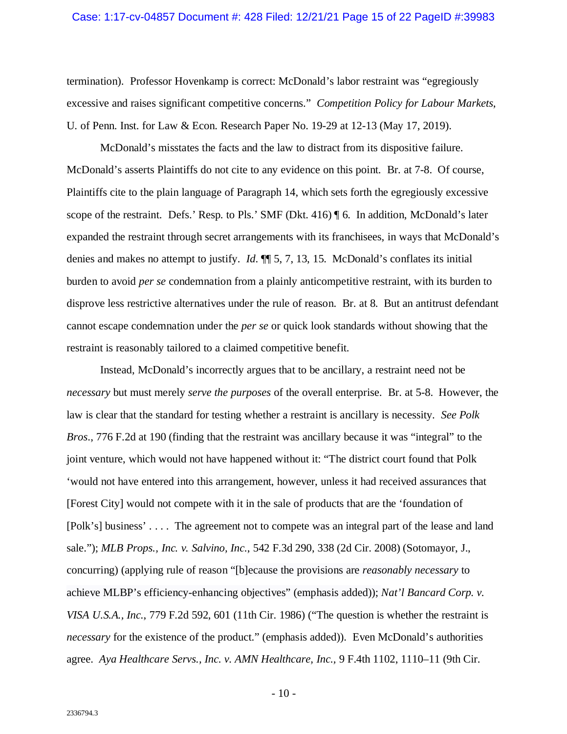termination). Professor Hovenkamp is correct: McDonald's labor restraint was "egregiously excessive and raises significant competitive concerns." *Competition Policy for Labour Markets*, U. of Penn. Inst. for Law & Econ. Research Paper No. 19-29 at 12-13 (May 17, 2019).

McDonald's misstates the facts and the law to distract from its dispositive failure. McDonald's asserts Plaintiffs do not cite to any evidence on this point. Br. at 7-8. Of course, Plaintiffs cite to the plain language of Paragraph 14, which sets forth the egregiously excessive scope of the restraint. Defs.' Resp. to Pls.' SMF (Dkt. 416) ¶ 6. In addition, McDonald's later expanded the restraint through secret arrangements with its franchisees, in ways that McDonald's denies and makes no attempt to justify. *Id*. ¶¶ 5, 7, 13, 15. McDonald's conflates its initial burden to avoid *per se* condemnation from a plainly anticompetitive restraint, with its burden to disprove less restrictive alternatives under the rule of reason. Br. at 8. But an antitrust defendant cannot escape condemnation under the *per se* or quick look standards without showing that the restraint is reasonably tailored to a claimed competitive benefit.

Instead, McDonald's incorrectly argues that to be ancillary, a restraint need not be *necessary* but must merely *serve the purposes* of the overall enterprise. Br. at 5-8. However, the law is clear that the standard for testing whether a restraint is ancillary is necessity. *See Polk Bros*., 776 F.2d at 190 (finding that the restraint was ancillary because it was "integral" to the joint venture, which would not have happened without it: "The district court found that Polk 'would not have entered into this arrangement, however, unless it had received assurances that [Forest City] would not compete with it in the sale of products that are the 'foundation of [Polk's] business' . . . . The agreement not to compete was an integral part of the lease and land sale."); *MLB Props., Inc. v. Salvino, Inc.*, 542 F.3d 290, 338 (2d Cir. 2008) (Sotomayor, J., concurring) (applying rule of reason "[b]ecause the provisions are *reasonably necessary* to achieve MLBP's efficiency-enhancing objectives" (emphasis added)); *Nat'l Bancard Corp. v. VISA U.S.A., Inc.*, 779 F.2d 592, 601 (11th Cir. 1986) ("The question is whether the restraint is *necessary* for the existence of the product." (emphasis added)). Even McDonald's authorities agree. *Aya Healthcare Servs., Inc. v. AMN Healthcare, Inc.*, 9 F.4th 1102, 1110–11 (9th Cir.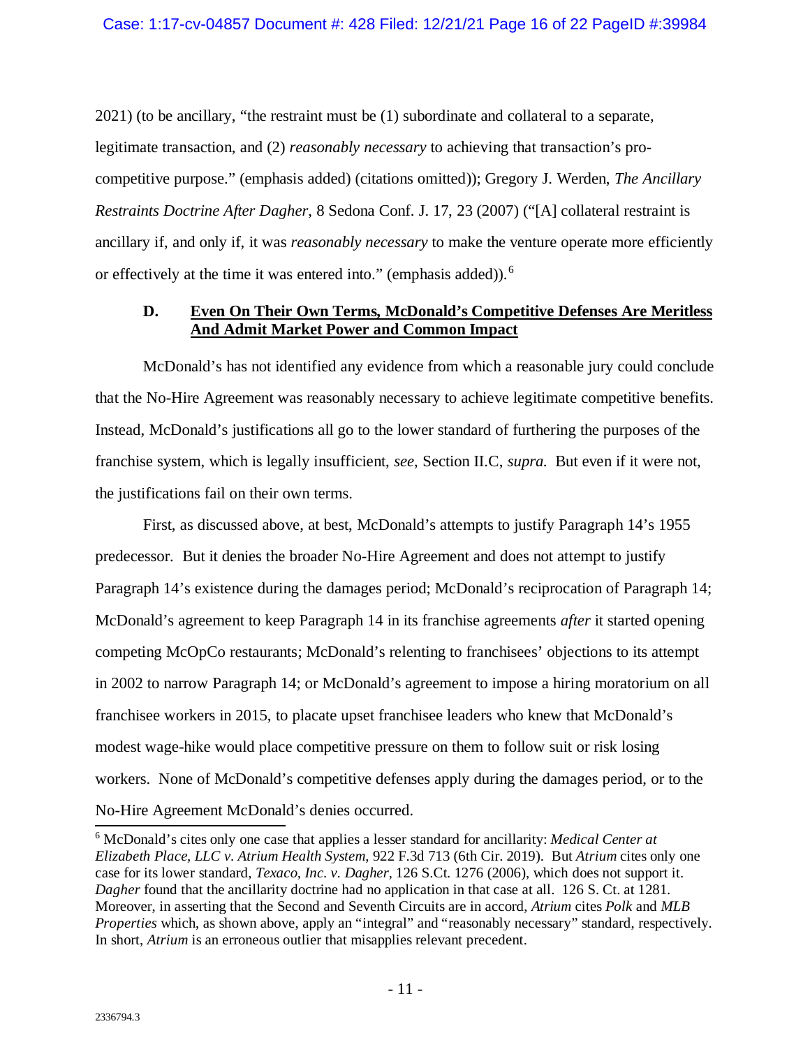2021) (to be ancillary, "the restraint must be (1) subordinate and collateral to a separate, legitimate transaction, and (2) *reasonably necessary* to achieving that transaction's pro-competitive purpose." (emphasis added) (citations omitted)); Gregory J. Werden, *The Ancillary Restraints Doctrine After Dagher,* 8 Sedona Conf. J. 17, 23 (2007) ("[A] collateral restraint is ancillary if, and only if, it was *reasonably necessary* to make the venture operate more efficiently or effectively at the time it was entered into." (emphasis added)).[6]

### D. <u>Even On Their Own Terms, McDonald's Competitive Defenses Are Meritless And Admit Market Power and Common Impact</u>

McDonald's has not identified any evidence from which a reasonable jury could conclude that the No-Hire Agreement was reasonably necessary to achieve legitimate competitive benefits. Instead, McDonald's justifications all go to the lower standard of furthering the purposes of the franchise system, which is legally insufficient, *see*, Section II.C, *supra.* But even if it were not, the justifications fail on their own terms.

First, as discussed above, at best, McDonald's attempts to justify Paragraph 14's 1955 predecessor. But it denies the broader No-Hire Agreement and does not attempt to justify Paragraph 14's existence during the damages period; McDonald's reciprocation of Paragraph 14; McDonald's agreement to keep Paragraph 14 in its franchise agreements *after* it started opening competing McOpCo restaurants; McDonald's relenting to franchisees' objections to its attempt in 2002 to narrow Paragraph 14; or McDonald's agreement to impose a hiring moratorium on all franchisee workers in 2015, to placate upset franchisee leaders who knew that McDonald's modest wage-hike would place competitive pressure on them to follow suit or risk losing workers. None of McDonald's competitive defenses apply during the damages period, or to the No-Hire Agreement McDonald's denies occurred.

---

[6] McDonald's cites only one case that applies a lesser standard for ancillarity: *Medical Center at Elizabeth Place, LLC v. Atrium Health System*, 922 F.3d 713 (6th Cir. 2019). But *Atrium* cites only one case for its lower standard, *Texaco, Inc. v. Dagher*, 126 S.Ct. 1276 (2006), which does not support it. *Dagher* found that the ancillarity doctrine had no application in that case at all. 126 S. Ct. at 1281. Moreover, in asserting that the Second and Seventh Circuits are in accord, *Atrium* cites *Polk* and *MLB Properties* which, as shown above, apply an "integral" and "reasonably necessary" standard, respectively. In short, *Atrium* is an erroneous outlier that misapplies relevant precedent.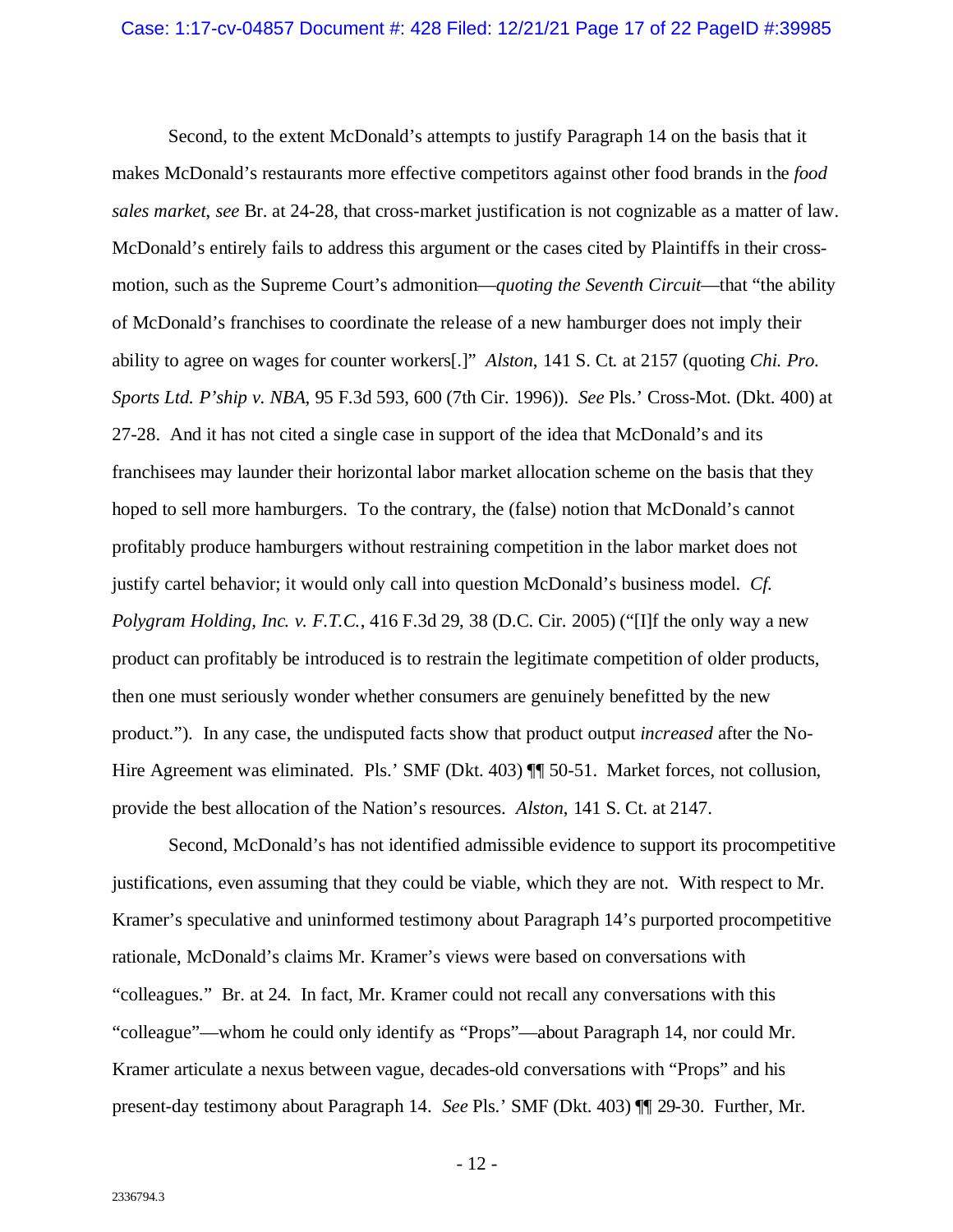Second, to the extent McDonald's attempts to justify Paragraph 14 on the basis that it makes McDonald's restaurants more effective competitors against other food brands in the *food sales market*, *see* Br. at 24-28, that cross-market justification is not cognizable as a matter of law. McDonald's entirely fails to address this argument or the cases cited by Plaintiffs in their cross-motion, such as the Supreme Court's admonition—*quoting the Seventh Circuit*—that "the ability of McDonald's franchises to coordinate the release of a new hamburger does not imply their ability to agree on wages for counter workers[.]" *Alston*, 141 S. Ct. at 2157 (quoting *Chi. Pro. Sports Ltd. P'ship v. NBA*, 95 F.3d 593, 600 (7th Cir. 1996)). *See* Pls.' Cross-Mot. (Dkt. 400) at 27-28. And it has not cited a single case in support of the idea that McDonald's and its franchisees may launder their horizontal labor market allocation scheme on the basis that they hoped to sell more hamburgers. To the contrary, the (false) notion that McDonald's cannot profitably produce hamburgers without restraining competition in the labor market does not justify cartel behavior; it would only call into question McDonald's business model. *Cf. Polygram Holding, Inc. v. F.T.C.*, 416 F.3d 29, 38 (D.C. Cir. 2005) ("[I]f the only way a new product can profitably be introduced is to restrain the legitimate competition of older products, then one must seriously wonder whether consumers are genuinely benefitted by the new product."). In any case, the undisputed facts show that product output *increased* after the No-Hire Agreement was eliminated. Pls.' SMF (Dkt. 403) ¶¶ 50-51. Market forces, not collusion, provide the best allocation of the Nation's resources. *Alston*, 141 S. Ct. at 2147.

Second, McDonald's has not identified admissible evidence to support its procompetitive justifications, even assuming that they could be viable, which they are not. With respect to Mr. Kramer's speculative and uninformed testimony about Paragraph 14's purported procompetitive rationale, McDonald's claims Mr. Kramer's views were based on conversations with "colleagues." Br. at 24. In fact, Mr. Kramer could not recall any conversations with this "colleague"—whom he could only identify as "Props"—about Paragraph 14, nor could Mr. Kramer articulate a nexus between vague, decades-old conversations with "Props" and his present-day testimony about Paragraph 14. *See* Pls.' SMF (Dkt. 403) ¶¶ 29-30. Further, Mr.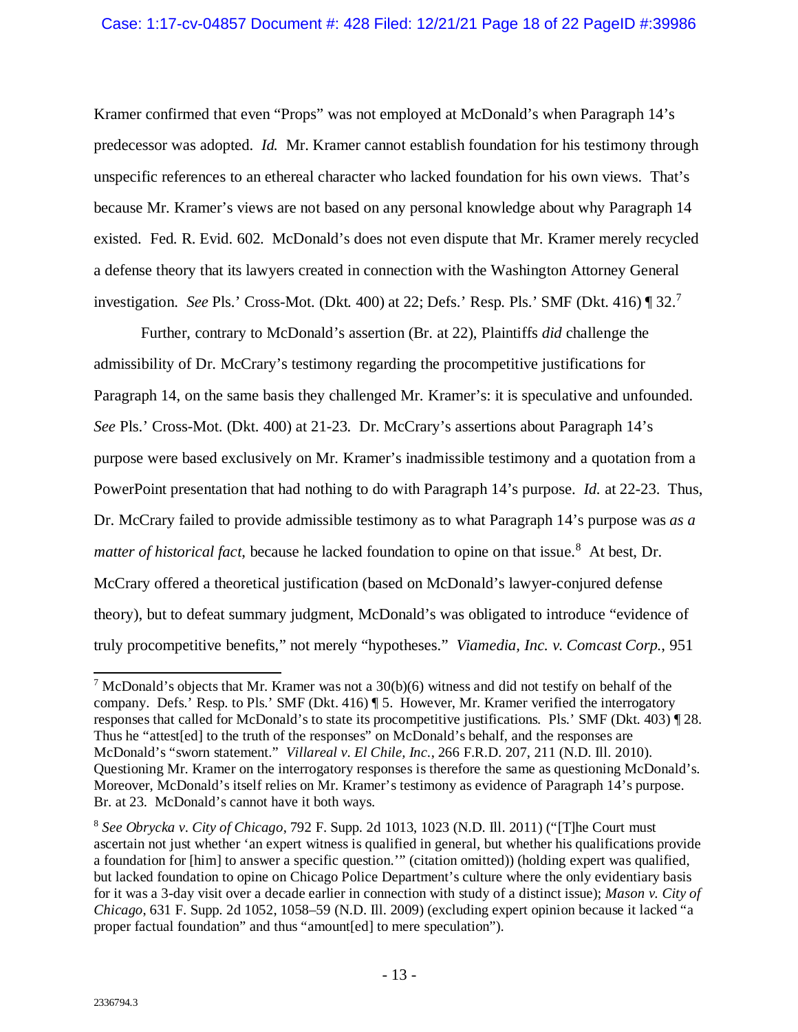Kramer confirmed that even "Props" was not employed at McDonald's when Paragraph 14's predecessor was adopted. *Id.* Mr. Kramer cannot establish foundation for his testimony through unspecific references to an ethereal character who lacked foundation for his own views. That's because Mr. Kramer's views are not based on any personal knowledge about why Paragraph 14 existed. Fed. R. Evid. 602. McDonald's does not even dispute that Mr. Kramer merely recycled a defense theory that its lawyers created in connection with the Washington Attorney General investigation. *See* Pls.' Cross-Mot. (Dkt. 400) at 22; Defs.' Resp. Pls.' SMF (Dkt. 416) ¶ 32.[7]

Further, contrary to McDonald's assertion (Br. at 22), Plaintiffs *did* challenge the admissibility of Dr. McCrary's testimony regarding the procompetitive justifications for Paragraph 14, on the same basis they challenged Mr. Kramer's: it is speculative and unfounded. *See* Pls.' Cross-Mot. (Dkt. 400) at 21-23. Dr. McCrary's assertions about Paragraph 14's purpose were based exclusively on Mr. Kramer's inadmissible testimony and a quotation from a PowerPoint presentation that had nothing to do with Paragraph 14's purpose. *Id.* at 22-23. Thus, Dr. McCrary failed to provide admissible testimony as to what Paragraph 14's purpose was *as a matter of historical fact*, because he lacked foundation to opine on that issue.[8] At best, Dr. McCrary offered a theoretical justification (based on McDonald's lawyer-conjured defense theory), but to defeat summary judgment, McDonald's was obligated to introduce "evidence of truly procompetitive benefits," not merely "hypotheses." *Viamedia, Inc. v. Comcast Corp.*, 951

---

[7] McDonald's objects that Mr. Kramer was not a 30(b)(6) witness and did not testify on behalf of the company. Defs.' Resp. to Pls.' SMF (Dkt. 416) ¶ 5. However, Mr. Kramer verified the interrogatory responses that called for McDonald's to state its procompetitive justifications. Pls.' SMF (Dkt. 403) ¶ 28. Thus he "attest[ed] to the truth of the responses" on McDonald's behalf, and the responses are McDonald's "sworn statement." *Villareal v. El Chile, Inc.*, 266 F.R.D. 207, 211 (N.D. Ill. 2010). Questioning Mr. Kramer on the interrogatory responses is therefore the same as questioning McDonald's. Moreover, McDonald's itself relies on Mr. Kramer's testimony as evidence of Paragraph 14's purpose. Br. at 23. McDonald's cannot have it both ways.

[8] *See Obrycka v. City of Chicago*, 792 F. Supp. 2d 1013, 1023 (N.D. Ill. 2011) ("[T]he Court must ascertain not just whether 'an expert witness is qualified in general, but whether his qualifications provide a foundation for [him] to answer a specific question.'" (citation omitted)) (holding expert was qualified, but lacked foundation to opine on Chicago Police Department's culture where the only evidentiary basis for it was a 3-day visit over a decade earlier in connection with study of a distinct issue); *Mason v. City of Chicago*, 631 F. Supp. 2d 1052, 1058–59 (N.D. Ill. 2009) (excluding expert opinion because it lacked "a proper factual foundation" and thus "amount[ed] to mere speculation").

2336794.3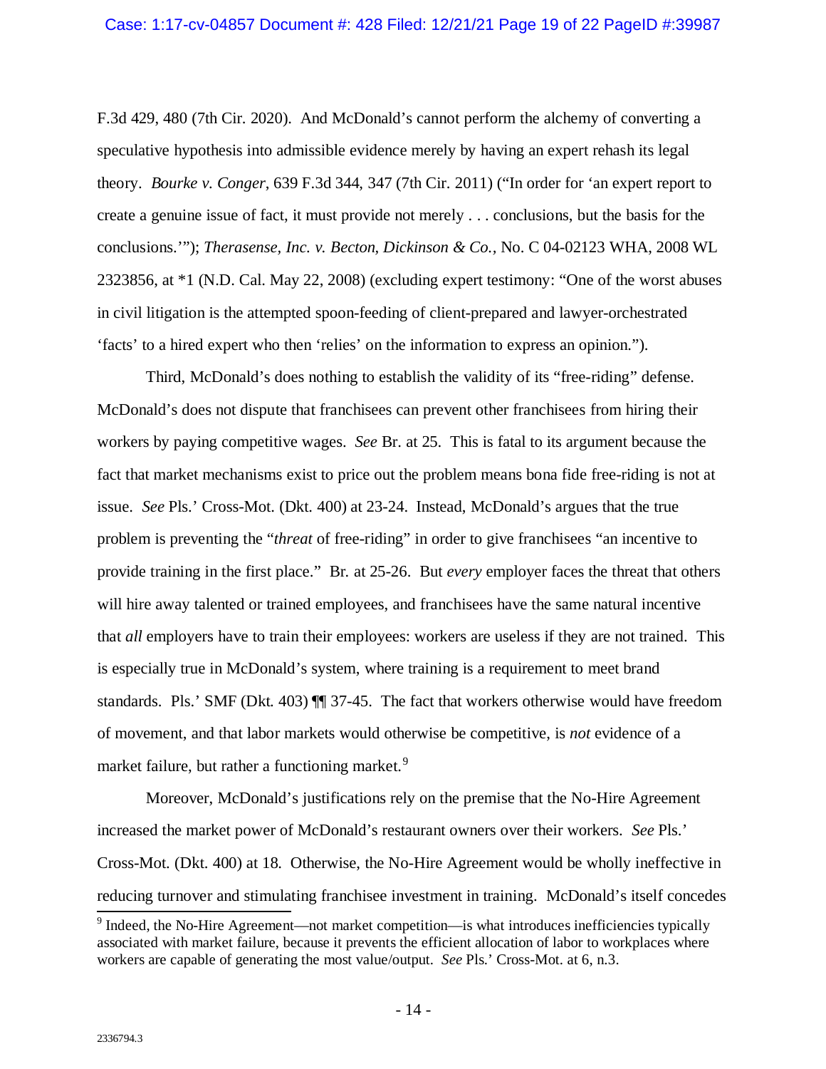F.3d 429, 480 (7th Cir. 2020). And McDonald's cannot perform the alchemy of converting a speculative hypothesis into admissible evidence merely by having an expert rehash its legal theory. *Bourke v. Conger*, 639 F.3d 344, 347 (7th Cir. 2011) ("In order for 'an expert report to create a genuine issue of fact, it must provide not merely . . . conclusions, but the basis for the conclusions.'"); *Therasense, Inc. v. Becton, Dickinson & Co.*, No. C 04-02123 WHA, 2008 WL 2323856, at *1 (N.D. Cal. May 22, 2008) (excluding expert testimony: "One of the worst abuses in civil litigation is the attempted spoon-feeding of client-prepared and lawyer-orchestrated 'facts' to a hired expert who then 'relies' on the information to express an opinion.").

Third, McDonald's does nothing to establish the validity of its "free-riding" defense. McDonald's does not dispute that franchisees can prevent other franchisees from hiring their workers by paying competitive wages. *See* Br. at 25. This is fatal to its argument because the fact that market mechanisms exist to price out the problem means bona fide free-riding is not at issue. *See* Pls.' Cross-Mot. (Dkt. 400) at 23-24. Instead, McDonald's argues that the true problem is preventing the "*threat* of free-riding" in order to give franchisees "an incentive to provide training in the first place." Br. at 25-26. But *every* employer faces the threat that others will hire away talented or trained employees, and franchisees have the same natural incentive that *all* employers have to train their employees: workers are useless if they are not trained. This is especially true in McDonald's system, where training is a requirement to meet brand standards. Pls.' SMF (Dkt. 403) ¶¶ 37-45. The fact that workers otherwise would have freedom of movement, and that labor markets would otherwise be competitive, is *not* evidence of a market failure, but rather a functioning market.[9]

Moreover, McDonald's justifications rely on the premise that the No-Hire Agreement increased the market power of McDonald's restaurant owners over their workers. *See* Pls.' Cross-Mot. (Dkt. 400) at 18. Otherwise, the No-Hire Agreement would be wholly ineffective in reducing turnover and stimulating franchisee investment in training. McDonald's itself concedes

[9] Indeed, the No-Hire Agreement—not market competition—is what introduces inefficiencies typically associated with market failure, because it prevents the efficient allocation of labor to workplaces where workers are capable of generating the most value/output. *See* Pls.' Cross-Mot. at 6, n.3.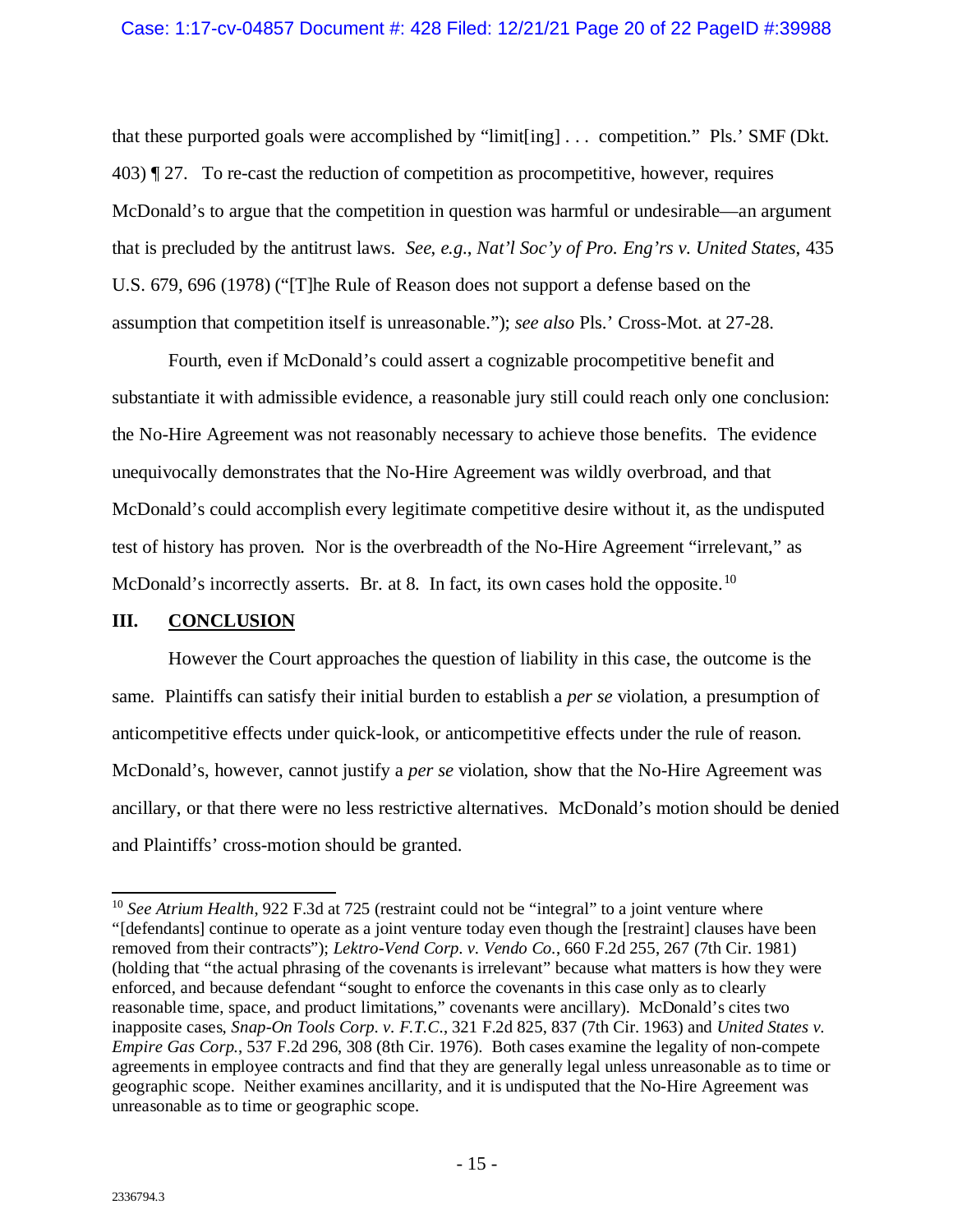that these purported goals were accomplished by "limit[ing] . . . competition." Pls.' SMF (Dkt. 403) ¶ 27. To re-cast the reduction of competition as procompetitive, however, requires McDonald's to argue that the competition in question was harmful or undesirable—an argument that is precluded by the antitrust laws. *See, e.g.*, *Nat'l Soc'y of Pro. Eng'rs v. United States*, 435 U.S. 679, 696 (1978) ("[T]he Rule of Reason does not support a defense based on the assumption that competition itself is unreasonable."); *see also* Pls.' Cross-Mot. at 27-28.

Fourth, even if McDonald's could assert a cognizable procompetitive benefit and substantiate it with admissible evidence, a reasonable jury still could reach only one conclusion: the No-Hire Agreement was not reasonably necessary to achieve those benefits. The evidence unequivocally demonstrates that the No-Hire Agreement was wildly overbroad, and that McDonald's could accomplish every legitimate competitive desire without it, as the undisputed test of history has proven. Nor is the overbreadth of the No-Hire Agreement "irrelevant," as McDonald's incorrectly asserts. Br. at 8. In fact, its own cases hold the opposite.[10]

## III. CONCLUSION

However the Court approaches the question of liability in this case, the outcome is the same. Plaintiffs can satisfy their initial burden to establish a *per se* violation, a presumption of anticompetitive effects under quick-look, or anticompetitive effects under the rule of reason. McDonald's, however, cannot justify a *per se* violation, show that the No-Hire Agreement was ancillary, or that there were no less restrictive alternatives. McDonald's motion should be denied and Plaintiffs' cross-motion should be granted.

---

[10] *See Atrium Health*, 922 F.3d at 725 (restraint could not be "integral" to a joint venture where "[defendants] continue to operate as a joint venture today even though the [restraint] clauses have been removed from their contracts"); *Lektro-Vend Corp. v. Vendo Co.*, 660 F.2d 255, 267 (7th Cir. 1981) (holding that "the actual phrasing of the covenants is irrelevant" because what matters is how they were enforced, and because defendant "sought to enforce the covenants in this case only as to clearly reasonable time, space, and product limitations," covenants were ancillary). McDonald's cites two inapposite cases, *Snap-On Tools Corp. v. F.T.C.*, 321 F.2d 825, 837 (7th Cir. 1963) and *United States v. Empire Gas Corp.*, 537 F.2d 296, 308 (8th Cir. 1976). Both cases examine the legality of non-compete agreements in employee contracts and find that they are generally legal unless unreasonable as to time or geographic scope. Neither examines ancillarity, and it is undisputed that the No-Hire Agreement was unreasonable as to time or geographic scope.

2336794.3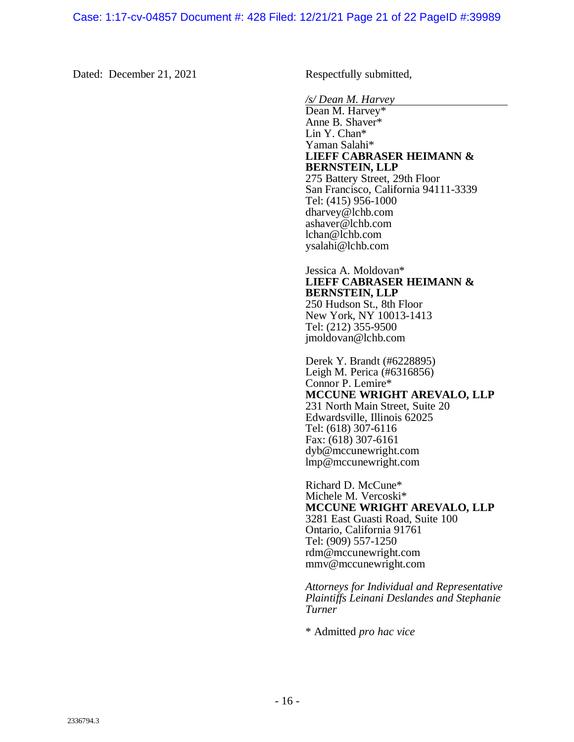Dated: December 21, 2021

Respectfully submitted,

*/s/ Dean M. Harvey*
Dean M. Harvey*
Anne B. Shaver*
Lin Y. Chan*
Yaman Salahi*
**LIEFF CABRASER HEIMANN & BERNSTEIN, LLP**
275 Battery Street, 29th Floor
San Francisco, California 94111-3339
Tel: (415) 956-1000
dharvey@lchb.com
ashaver@lchb.com
lchan@lchb.com
ysalahi@lchb.com

Jessica A. Moldovan*
**LIEFF CABRASER HEIMANN & BERNSTEIN, LLP**
250 Hudson St., 8th Floor
New York, NY 10013-1413
Tel: (212) 355-9500
jmoldovan@lchb.com

Derek Y. Brandt (#6228895)
Leigh M. Perica (#6316856)
Connor P. Lemire*
**MCCUNE WRIGHT AREVALO, LLP**
231 North Main Street, Suite 20
Edwardsville, Illinois 62025
Tel: (618) 307-6116
Fax: (618) 307-6161
dyb@mccunewright.com
lmp@mccunewright.com

Richard D. McCune*
Michele M. Vercoski*
**MCCUNE WRIGHT AREVALO, LLP**
3281 East Guasti Road, Suite 100
Ontario, California 91761
Tel: (909) 557-1250
rdm@mccunewright.com
mmv@mccunewright.com

*Attorneys for Individual and Representative Plaintiffs Leinani Deslandes and Stephanie Turner*

* Admitted *pro hac vice*

2336794.3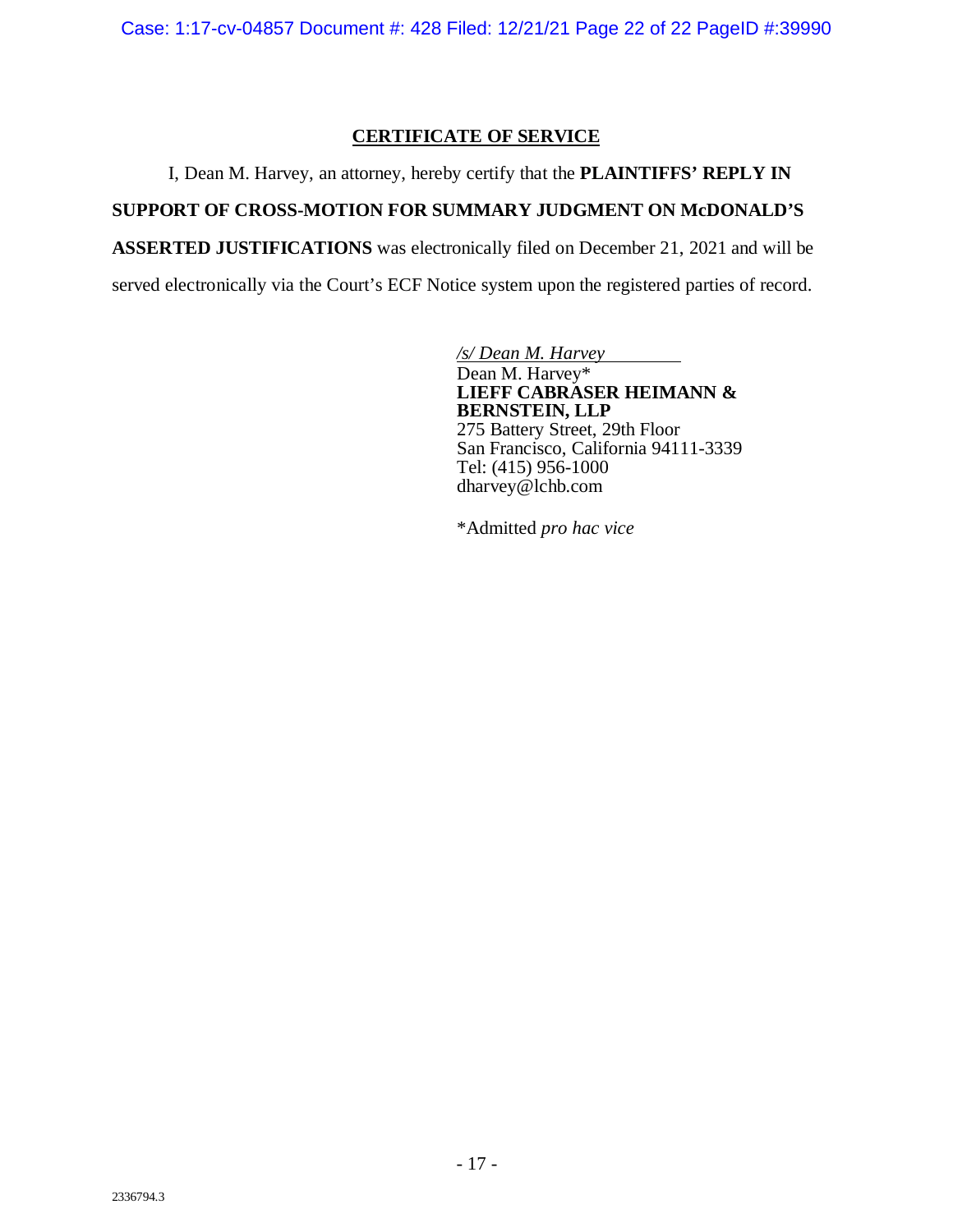## CERTIFICATE OF SERVICE

I, Dean M. Harvey, an attorney, hereby certify that the **PLAINTIFFS' REPLY IN SUPPORT OF CROSS-MOTION FOR SUMMARY JUDGMENT ON McDONALD'S ASSERTED JUSTIFICATIONS** was electronically filed on December 21, 2021 and will be served electronically via the Court's ECF Notice system upon the registered parties of record.

*/s/ Dean M. Harvey*
Dean M. Harvey*
**LIEFF CABRASER HEIMANN & BERNSTEIN, LLP**
275 Battery Street, 29th Floor
San Francisco, California 94111-3339
Tel: (415) 956-1000
dharvey@lchb.com

*Admitted *pro hac vice*

2336794.3